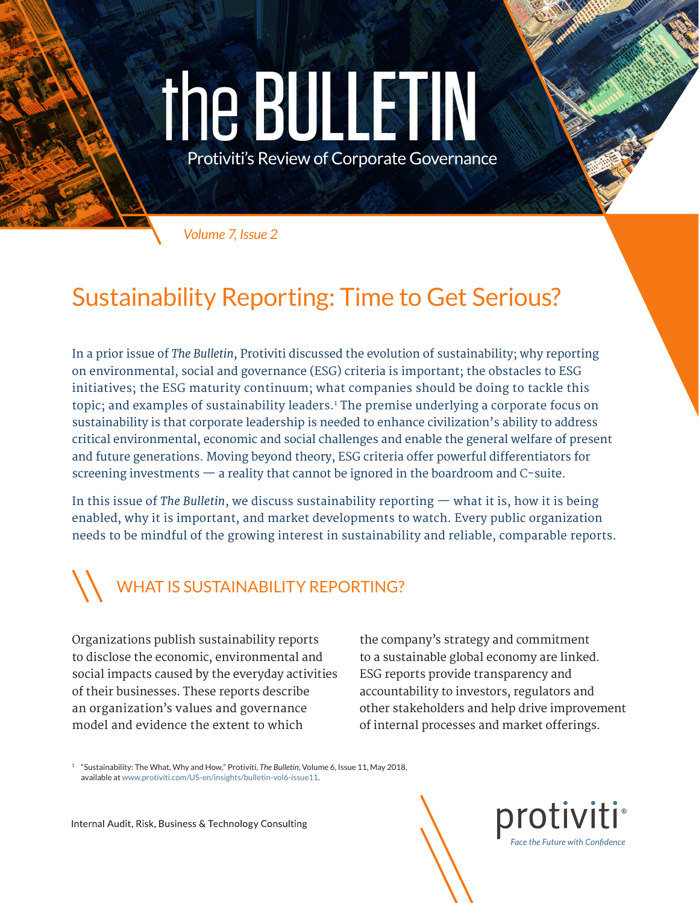# the BULLETIN

Protiviti's Review of Corporate Governance

*Volume 7, Issue 2*

## Sustainability Reporting: Time to Get Serious?

In a prior issue of *The Bulletin*, Protiviti discussed the evolution of sustainability; why reporting on environmental, social and governance (ESG) criteria is important; the obstacles to ESG initiatives; the ESG maturity continuum; what companies should be doing to tackle this topic; and examples of sustainability leaders.[1] The premise underlying a corporate focus on sustainability is that corporate leadership is needed to enhance civilization's ability to address critical environmental, economic and social challenges and enable the general welfare of present and future generations. Moving beyond theory, ESG criteria offer powerful differentiators for screening investments — a reality that cannot be ignored in the boardroom and C-suite.

In this issue of *The Bulletin*, we discuss sustainability reporting — what it is, how it is being enabled, why it is important, and market developments to watch. Every public organization needs to be mindful of the growing interest in sustainability and reliable, comparable reports.

### WHAT IS SUSTAINABILITY REPORTING?

Organizations publish sustainability reports to disclose the economic, environmental and social impacts caused by the everyday activities of their businesses. These reports describe an organization's values and governance model and evidence the extent to which the company's strategy and commitment to a sustainable global economy are linked. ESG reports provide transparency and accountability to investors, regulators and other stakeholders and help drive improvement of internal processes and market offerings.

[1] "Sustainability: The What, Why and How," Protiviti, *The Bulletin*, Volume 6, Issue 11, May 2018, available at www.protiviti.com/US-en/insights/bulletin-vol6-issue11.

Internal Audit, Risk, Business & Technology Consulting

protiviti® *Face the Future with Confidence*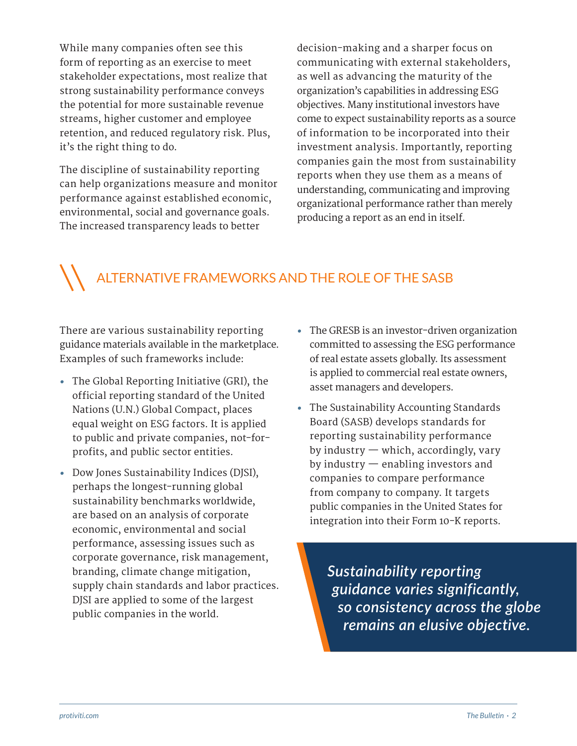While many companies often see this form of reporting as an exercise to meet stakeholder expectations, most realize that strong sustainability performance conveys the potential for more sustainable revenue streams, higher customer and employee retention, and reduced regulatory risk. Plus, it's the right thing to do.

The discipline of sustainability reporting can help organizations measure and monitor performance against established economic, environmental, social and governance goals. The increased transparency leads to better decision-making and a sharper focus on communicating with external stakeholders, as well as advancing the maturity of the organization's capabilities in addressing ESG objectives. Many institutional investors have come to expect sustainability reports as a source of information to be incorporated into their investment analysis. Importantly, reporting companies gain the most from sustainability reports when they use them as a means of understanding, communicating and improving organizational performance rather than merely producing a report as an end in itself.

## ALTERNATIVE FRAMEWORKS AND THE ROLE OF THE SASB

There are various sustainability reporting guidance materials available in the marketplace. Examples of such frameworks include:

- The Global Reporting Initiative (GRI), the official reporting standard of the United Nations (U.N.) Global Compact, places equal weight on ESG factors. It is applied to public and private companies, not-for-profits, and public sector entities.
- Dow Jones Sustainability Indices (DJSI), perhaps the longest-running global sustainability benchmarks worldwide, are based on an analysis of corporate economic, environmental and social performance, assessing issues such as corporate governance, risk management, branding, climate change mitigation, supply chain standards and labor practices. DJSI are applied to some of the largest public companies in the world.
- The GRESB is an investor-driven organization committed to assessing the ESG performance of real estate assets globally. Its assessment is applied to commercial real estate owners, asset managers and developers.
- The Sustainability Accounting Standards Board (SASB) develops standards for reporting sustainability performance by industry — which, accordingly, vary by industry — enabling investors and companies to compare performance from company to company. It targets public companies in the United States for integration into their Form 10-K reports.

> *Sustainability reporting guidance varies significantly, so consistency across the globe remains an elusive objective.*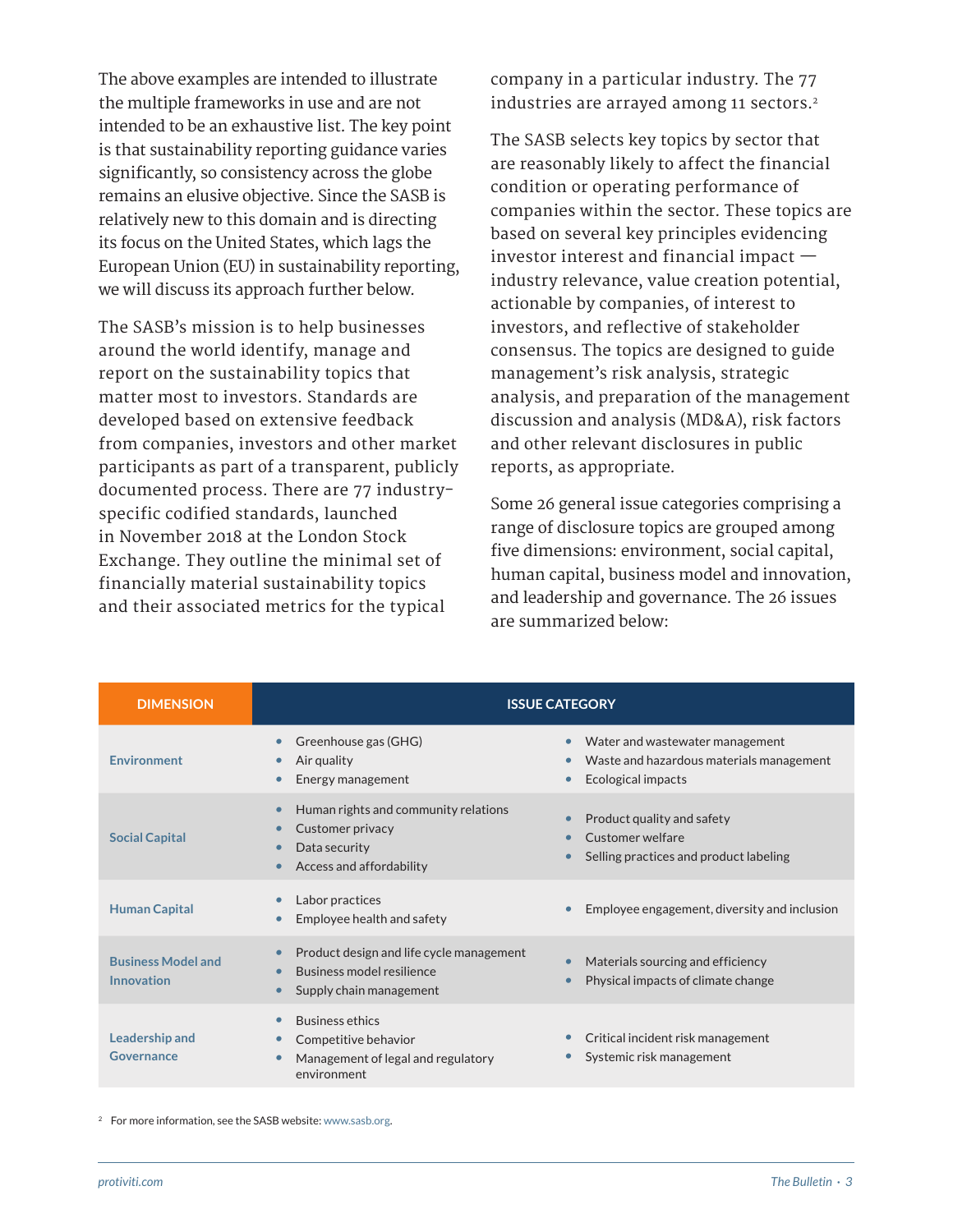The above examples are intended to illustrate the multiple frameworks in use and are not intended to be an exhaustive list. The key point is that sustainability reporting guidance varies significantly, so consistency across the globe remains an elusive objective. Since the SASB is relatively new to this domain and is directing its focus on the United States, which lags the European Union (EU) in sustainability reporting, we will discuss its approach further below.

The SASB's mission is to help businesses around the world identify, manage and report on the sustainability topics that matter most to investors. Standards are developed based on extensive feedback from companies, investors and other market participants as part of a transparent, publicly documented process. There are 77 industry-specific codified standards, launched in November 2018 at the London Stock Exchange. They outline the minimal set of financially material sustainability topics and their associated metrics for the typical company in a particular industry. The 77 industries are arrayed among 11 sectors.[2]

The SASB selects key topics by sector that are reasonably likely to affect the financial condition or operating performance of companies within the sector. These topics are based on several key principles evidencing investor interest and financial impact — industry relevance, value creation potential, actionable by companies, of interest to investors, and reflective of stakeholder consensus. The topics are designed to guide management's risk analysis, strategic analysis, and preparation of the management discussion and analysis (MD&A), risk factors and other relevant disclosures in public reports, as appropriate.

Some 26 general issue categories comprising a range of disclosure topics are grouped among five dimensions: environment, social capital, human capital, business model and innovation, and leadership and governance. The 26 issues are summarized below:

| DIMENSION | ISSUE CATEGORY | |
|---|---|---|
| Environment | • Greenhouse gas (GHG)<br>• Air quality<br>• Energy management | • Water and wastewater management<br>• Waste and hazardous materials management<br>• Ecological impacts |
| Social Capital | • Human rights and community relations<br>• Customer privacy<br>• Data security<br>• Access and affordability | • Product quality and safety<br>• Customer welfare<br>• Selling practices and product labeling |
| Human Capital | • Labor practices<br>• Employee health and safety | • Employee engagement, diversity and inclusion |
| Business Model and Innovation | • Product design and life cycle management<br>• Business model resilience<br>• Supply chain management | • Materials sourcing and efficiency<br>• Physical impacts of climate change |
| Leadership and Governance | • Business ethics<br>• Competitive behavior<br>• Management of legal and regulatory environment | • Critical incident risk management<br>• Systemic risk management |

[2] For more information, see the SASB website: www.sasb.org.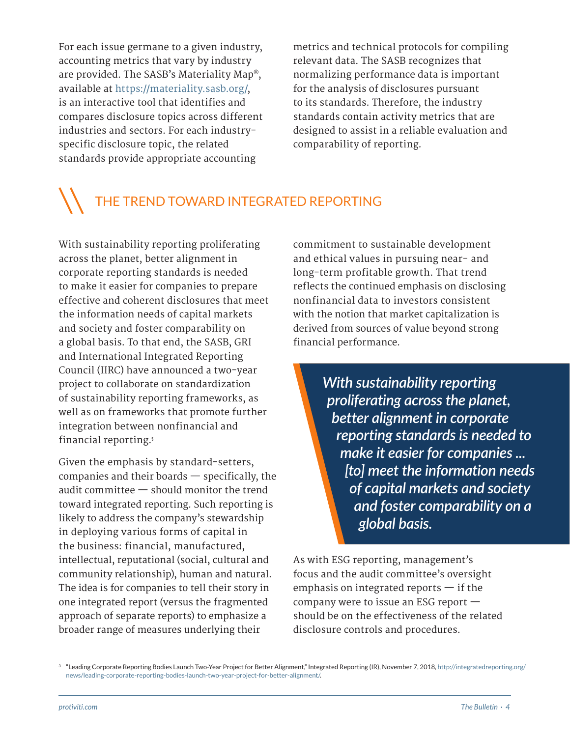For each issue germane to a given industry, accounting metrics that vary by industry are provided. The SASB's Materiality Map®, available at https://materiality.sasb.org/, is an interactive tool that identifies and compares disclosure topics across different industries and sectors. For each industry-specific disclosure topic, the related standards provide appropriate accounting metrics and technical protocols for compiling relevant data. The SASB recognizes that normalizing performance data is important for the analysis of disclosures pursuant to its standards. Therefore, the industry standards contain activity metrics that are designed to assist in a reliable evaluation and comparability of reporting.

## THE TREND TOWARD INTEGRATED REPORTING

With sustainability reporting proliferating across the planet, better alignment in corporate reporting standards is needed to make it easier for companies to prepare effective and coherent disclosures that meet the information needs of capital markets and society and foster comparability on a global basis. To that end, the SASB, GRI and International Integrated Reporting Council (IIRC) have announced a two-year project to collaborate on standardization of sustainability reporting frameworks, as well as on frameworks that promote further integration between nonfinancial and financial reporting.[3]

Given the emphasis by standard-setters, companies and their boards — specifically, the audit committee — should monitor the trend toward integrated reporting. Such reporting is likely to address the company's stewardship in deploying various forms of capital in the business: financial, manufactured, intellectual, reputational (social, cultural and community relationship), human and natural. The idea is for companies to tell their story in one integrated report (versus the fragmented approach of separate reports) to emphasize a broader range of measures underlying their commitment to sustainable development and ethical values in pursuing near- and long-term profitable growth. That trend reflects the continued emphasis on disclosing nonfinancial data to investors consistent with the notion that market capitalization is derived from sources of value beyond strong financial performance.

> ***With sustainability reporting proliferating across the planet, better alignment in corporate reporting standards is needed to make it easier for companies ... [to] meet the information needs of capital markets and society and foster comparability on a global basis.***

As with ESG reporting, management's focus and the audit committee's oversight emphasis on integrated reports — if the company were to issue an ESG report — should be on the effectiveness of the related disclosure controls and procedures.

[3] "Leading Corporate Reporting Bodies Launch Two-Year Project for Better Alignment," Integrated Reporting (IR), November 7, 2018, http://integratedreporting.org/news/leading-corporate-reporting-bodies-launch-two-year-project-for-better-alignment/.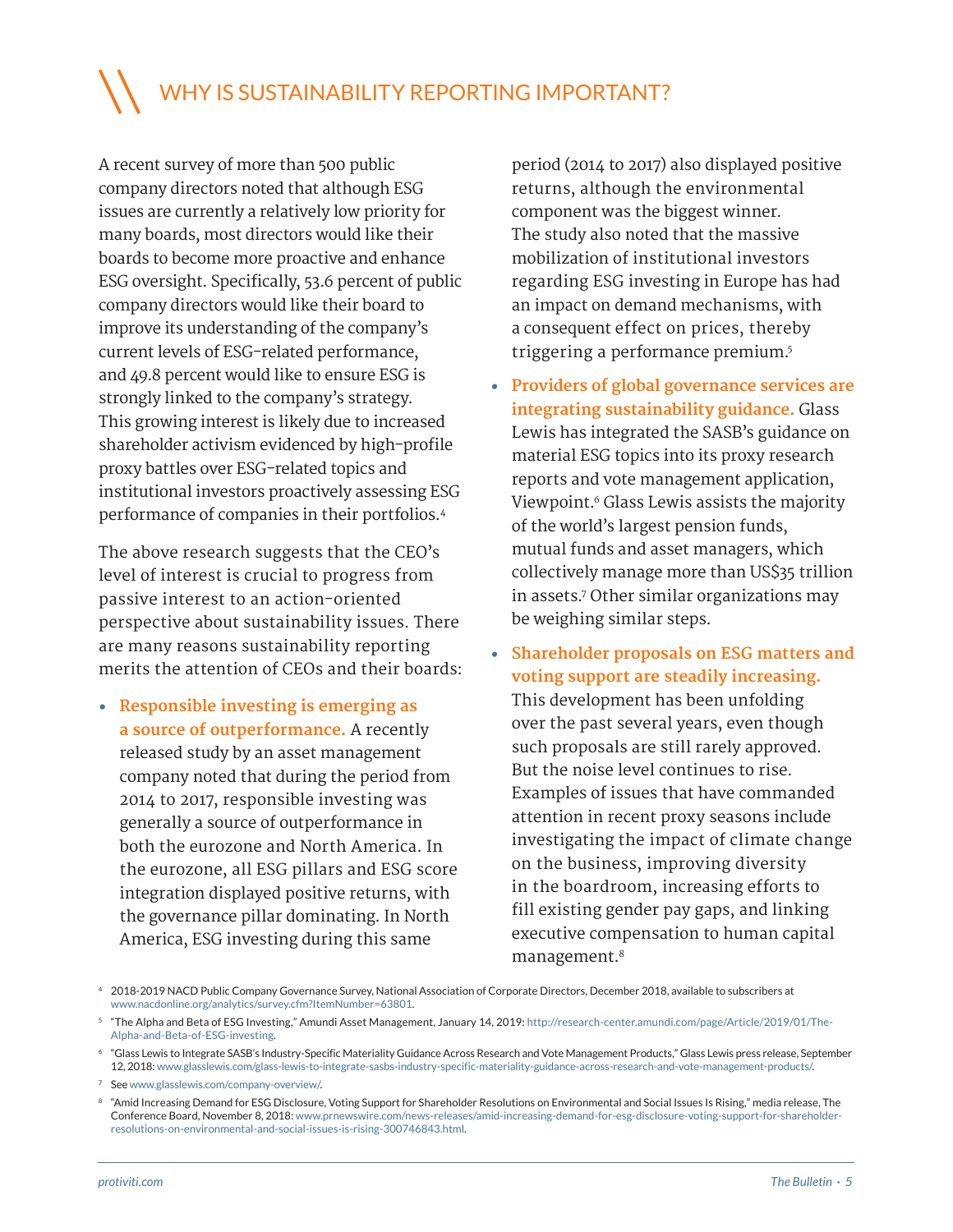## WHY IS SUSTAINABILITY REPORTING IMPORTANT?

A recent survey of more than 500 public company directors noted that although ESG issues are currently a relatively low priority for many boards, most directors would like their boards to become more proactive and enhance ESG oversight. Specifically, 53.6 percent of public company directors would like their board to improve its understanding of the company's current levels of ESG-related performance, and 49.8 percent would like to ensure ESG is strongly linked to the company's strategy. This growing interest is likely due to increased shareholder activism evidenced by high-profile proxy battles over ESG-related topics and institutional investors proactively assessing ESG performance of companies in their portfolios.[4]

The above research suggests that the CEO's level of interest is crucial to progress from passive interest to an action-oriented perspective about sustainability issues. There are many reasons sustainability reporting merits the attention of CEOs and their boards:

- **Responsible investing is emerging as a source of outperformance.** A recently released study by an asset management company noted that during the period from 2014 to 2017, responsible investing was generally a source of outperformance in both the eurozone and North America. In the eurozone, all ESG pillars and ESG score integration displayed positive returns, with the governance pillar dominating. In North America, ESG investing during this same period (2014 to 2017) also displayed positive returns, although the environmental component was the biggest winner. The study also noted that the massive mobilization of institutional investors regarding ESG investing in Europe has had an impact on demand mechanisms, with a consequent effect on prices, thereby triggering a performance premium.[5]
- **Providers of global governance services are integrating sustainability guidance.** Glass Lewis has integrated the SASB's guidance on material ESG topics into its proxy research reports and vote management application, Viewpoint.[6] Glass Lewis assists the majority of the world's largest pension funds, mutual funds and asset managers, which collectively manage more than US$35 trillion in assets.[7] Other similar organizations may be weighing similar steps.
- **Shareholder proposals on ESG matters and voting support are steadily increasing.** This development has been unfolding over the past several years, even though such proposals are still rarely approved. But the noise level continues to rise. Examples of issues that have commanded attention in recent proxy seasons include investigating the impact of climate change on the business, improving diversity in the boardroom, increasing efforts to fill existing gender pay gaps, and linking executive compensation to human capital management.[8]

---

[4] 2018-2019 NACD Public Company Governance Survey, National Association of Corporate Directors, December 2018, available to subscribers at www.nacdonline.org/analytics/survey.cfm?ItemNumber=63801.

[5] "The Alpha and Beta of ESG Investing," Amundi Asset Management, January 14, 2019: http://research-center.amundi.com/page/Article/2019/01/The-Alpha-and-Beta-of-ESG-investing.

[6] "Glass Lewis to Integrate SASB's Industry-Specific Materiality Guidance Across Research and Vote Management Products," Glass Lewis press release, September 12, 2018: www.glasslewis.com/glass-lewis-to-integrate-sasbs-industry-specific-materiality-guidance-across-research-and-vote-management-products/.

[7] See www.glasslewis.com/company-overview/.

[8] "Amid Increasing Demand for ESG Disclosure, Voting Support for Shareholder Resolutions on Environmental and Social Issues Is Rising," media release, The Conference Board, November 8, 2018: www.prnewswire.com/news-releases/amid-increasing-demand-for-esg-disclosure-voting-support-for-shareholder-resolutions-on-environmental-and-social-issues-is-rising-300746843.html.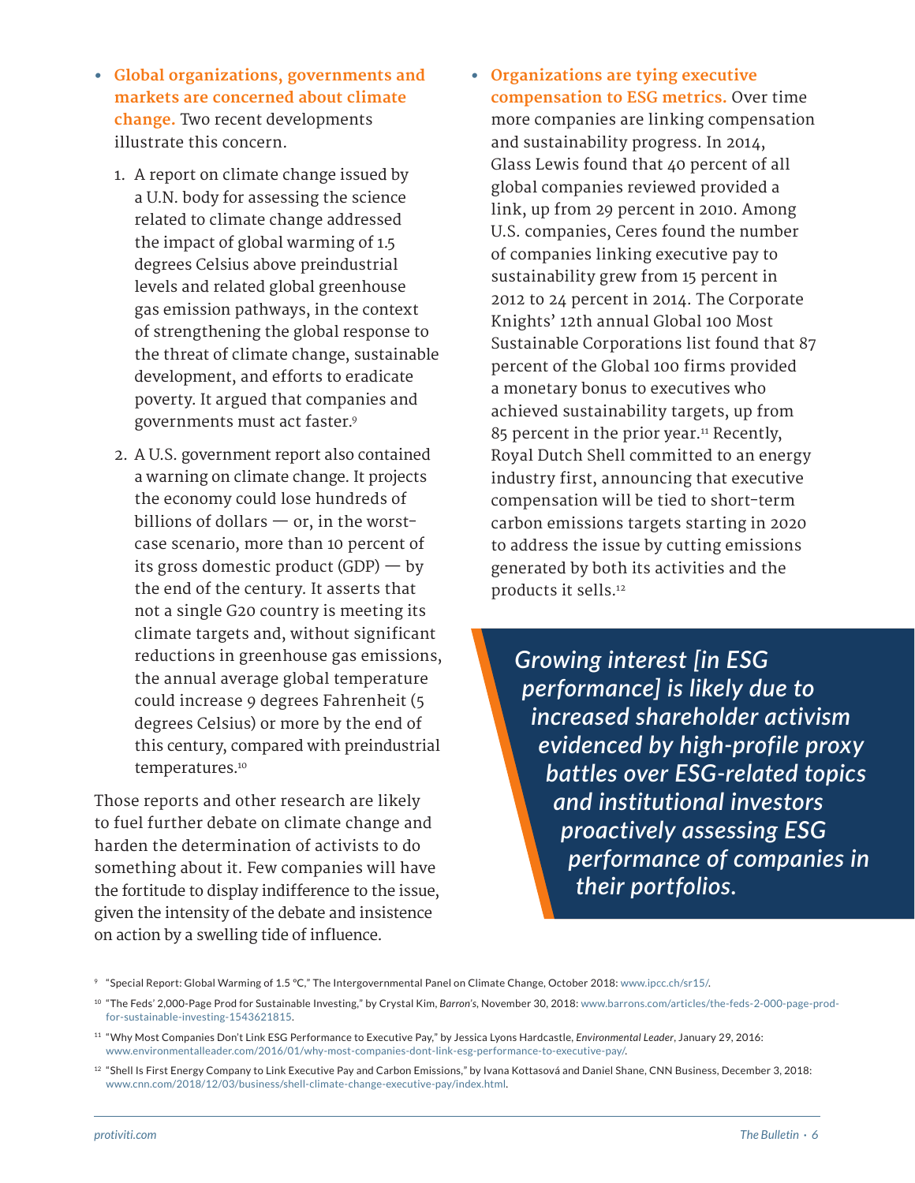- **Global organizations, governments and markets are concerned about climate change.** Two recent developments illustrate this concern.

  1. A report on climate change issued by a U.N. body for assessing the science related to climate change addressed the impact of global warming of 1.5 degrees Celsius above preindustrial levels and related global greenhouse gas emission pathways, in the context of strengthening the global response to the threat of climate change, sustainable development, and efforts to eradicate poverty. It argued that companies and governments must act faster.[9]

  2. A U.S. government report also contained a warning on climate change. It projects the economy could lose hundreds of billions of dollars — or, in the worst-case scenario, more than 10 percent of its gross domestic product (GDP) — by the end of the century. It asserts that not a single G20 country is meeting its climate targets and, without significant reductions in greenhouse gas emissions, the annual average global temperature could increase 9 degrees Fahrenheit (5 degrees Celsius) or more by the end of this century, compared with preindustrial temperatures.[10]

Those reports and other research are likely to fuel further debate on climate change and harden the determination of activists to do something about it. Few companies will have the fortitude to display indifference to the issue, given the intensity of the debate and insistence on action by a swelling tide of influence.

- **Organizations are tying executive compensation to ESG metrics.** Over time more companies are linking compensation and sustainability progress. In 2014, Glass Lewis found that 40 percent of all global companies reviewed provided a link, up from 29 percent in 2010. Among U.S. companies, Ceres found the number of companies linking executive pay to sustainability grew from 15 percent in 2012 to 24 percent in 2014. The Corporate Knights' 12th annual Global 100 Most Sustainable Corporations list found that 87 percent of the Global 100 firms provided a monetary bonus to executives who achieved sustainability targets, up from 85 percent in the prior year.[11] Recently, Royal Dutch Shell committed to an energy industry first, announcing that executive compensation will be tied to short-term carbon emissions targets starting in 2020 to address the issue by cutting emissions generated by both its activities and the products it sells.[12]

> *Growing interest [in ESG performance] is likely due to increased shareholder activism evidenced by high-profile proxy battles over ESG-related topics and institutional investors proactively assessing ESG performance of companies in their portfolios.*

---

[9] "Special Report: Global Warming of 1.5 °C," The Intergovernmental Panel on Climate Change, October 2018: www.ipcc.ch/sr15/.

[10] "The Feds' 2,000-Page Prod for Sustainable Investing," by Crystal Kim, *Barron's*, November 30, 2018: www.barrons.com/articles/the-feds-2-000-page-prod-for-sustainable-investing-1543621815.

[11] "Why Most Companies Don't Link ESG Performance to Executive Pay," by Jessica Lyons Hardcastle, *Environmental Leader*, January 29, 2016: www.environmentalleader.com/2016/01/why-most-companies-dont-link-esg-performance-to-executive-pay/.

[12] "Shell Is First Energy Company to Link Executive Pay and Carbon Emissions," by Ivana Kottasová and Daniel Shane, CNN Business, December 3, 2018: www.cnn.com/2018/12/03/business/shell-climate-change-executive-pay/index.html.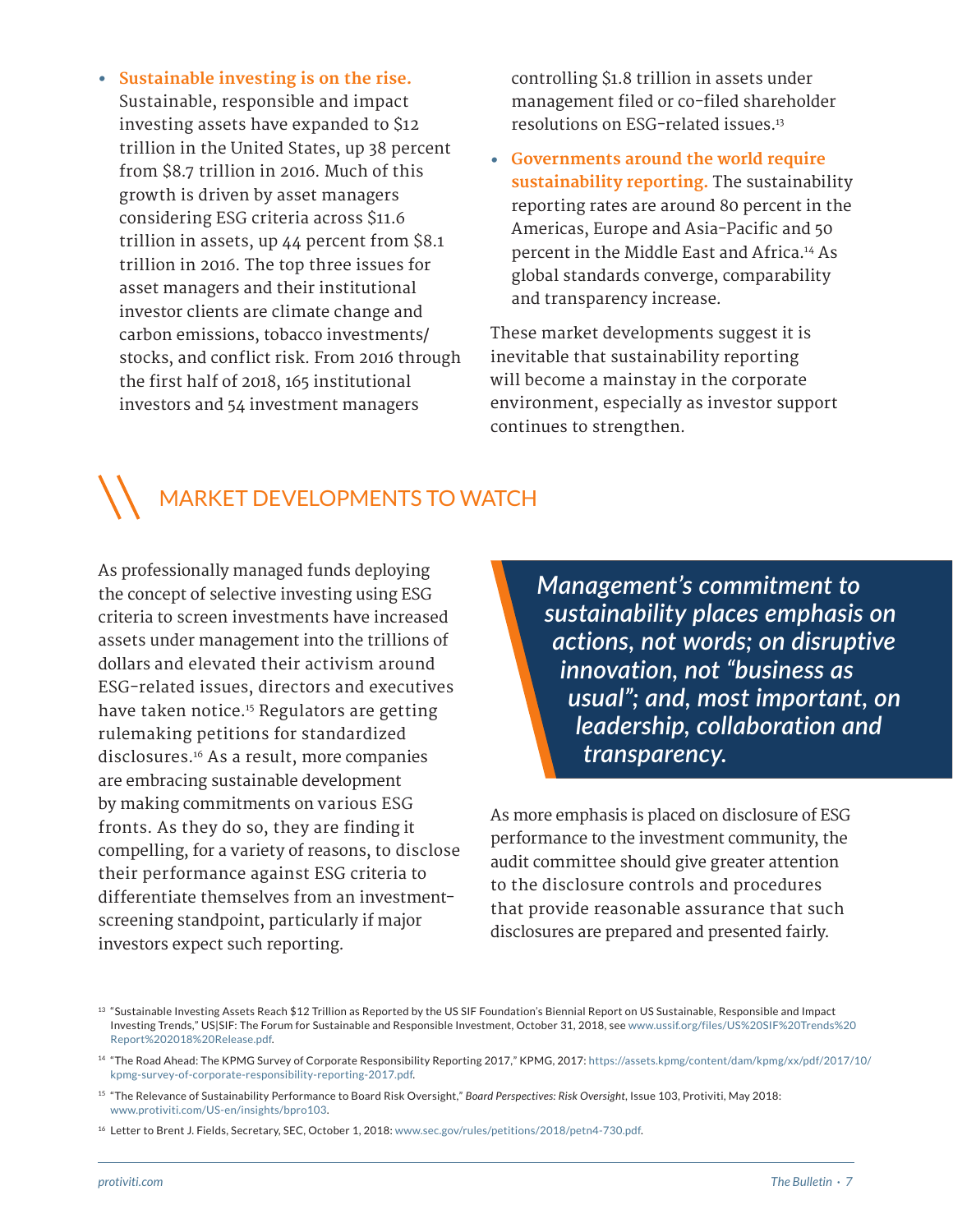- **Sustainable investing is on the rise.** Sustainable, responsible and impact investing assets have expanded to $12 trillion in the United States, up 38 percent from $8.7 trillion in 2016. Much of this growth is driven by asset managers considering ESG criteria across $11.6 trillion in assets, up 44 percent from $8.1 trillion in 2016. The top three issues for asset managers and their institutional investor clients are climate change and carbon emissions, tobacco investments/stocks, and conflict risk. From 2016 through the first half of 2018, 165 institutional investors and 54 investment managers controlling $1.8 trillion in assets under management filed or co-filed shareholder resolutions on ESG-related issues.[13]
- **Governments around the world require sustainability reporting.** The sustainability reporting rates are around 80 percent in the Americas, Europe and Asia-Pacific and 50 percent in the Middle East and Africa.[14] As global standards converge, comparability and transparency increase.

These market developments suggest it is inevitable that sustainability reporting will become a mainstay in the corporate environment, especially as investor support continues to strengthen.

## MARKET DEVELOPMENTS TO WATCH

As professionally managed funds deploying the concept of selective investing using ESG criteria to screen investments have increased assets under management into the trillions of dollars and elevated their activism around ESG-related issues, directors and executives have taken notice.[15] Regulators are getting rulemaking petitions for standardized disclosures.[16] As a result, more companies are embracing sustainable development by making commitments on various ESG fronts. As they do so, they are finding it compelling, for a variety of reasons, to disclose their performance against ESG criteria to differentiate themselves from an investment-screening standpoint, particularly if major investors expect such reporting.

> ***Management's commitment to sustainability places emphasis on actions, not words; on disruptive innovation, not "business as usual"; and, most important, on leadership, collaboration and transparency.***

As more emphasis is placed on disclosure of ESG performance to the investment community, the audit committee should give greater attention to the disclosure controls and procedures that provide reasonable assurance that such disclosures are prepared and presented fairly.

---

[13] "Sustainable Investing Assets Reach $12 Trillion as Reported by the US SIF Foundation's Biennial Report on US Sustainable, Responsible and Impact Investing Trends," US|SIF: The Forum for Sustainable and Responsible Investment, October 31, 2018, see www.ussif.org/files/US%20SIF%20Trends%20Report%202018%20Release.pdf.

[14] "The Road Ahead: The KPMG Survey of Corporate Responsibility Reporting 2017," KPMG, 2017: https://assets.kpmg/content/dam/kpmg/xx/pdf/2017/10/kpmg-survey-of-corporate-responsibility-reporting-2017.pdf.

[15] "The Relevance of Sustainability Performance to Board Risk Oversight," *Board Perspectives: Risk Oversight*, Issue 103, Protiviti, May 2018: www.protiviti.com/US-en/insights/bpro103.

[16] Letter to Brent J. Fields, Secretary, SEC, October 1, 2018: www.sec.gov/rules/petitions/2018/petn4-730.pdf.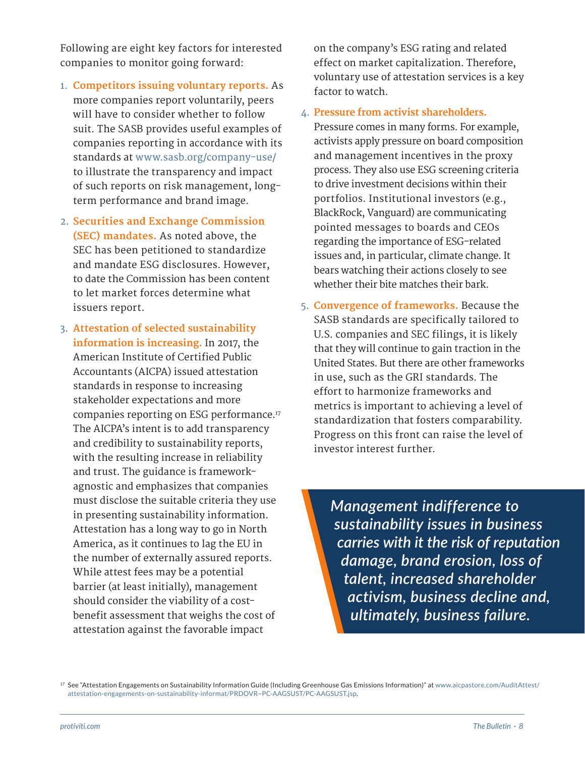Following are eight key factors for interested companies to monitor going forward:

1. **Competitors issuing voluntary reports.** As more companies report voluntarily, peers will have to consider whether to follow suit. The SASB provides useful examples of companies reporting in accordance with its standards at www.sasb.org/company-use/ to illustrate the transparency and impact of such reports on risk management, long-term performance and brand image.
2. **Securities and Exchange Commission (SEC) mandates.** As noted above, the SEC has been petitioned to standardize and mandate ESG disclosures. However, to date the Commission has been content to let market forces determine what issuers report.
3. **Attestation of selected sustainability information is increasing.** In 2017, the American Institute of Certified Public Accountants (AICPA) issued attestation standards in response to increasing stakeholder expectations and more companies reporting on ESG performance.[17] The AICPA's intent is to add transparency and credibility to sustainability reports, with the resulting increase in reliability and trust. The guidance is framework-agnostic and emphasizes that companies must disclose the suitable criteria they use in presenting sustainability information. Attestation has a long way to go in North America, as it continues to lag the EU in the number of externally assured reports. While attest fees may be a potential barrier (at least initially), management should consider the viability of a cost-benefit assessment that weighs the cost of attestation against the favorable impact on the company's ESG rating and related effect on market capitalization. Therefore, voluntary use of attestation services is a key factor to watch.
4. **Pressure from activist shareholders.** Pressure comes in many forms. For example, activists apply pressure on board composition and management incentives in the proxy process. They also use ESG screening criteria to drive investment decisions within their portfolios. Institutional investors (e.g., BlackRock, Vanguard) are communicating pointed messages to boards and CEOs regarding the importance of ESG-related issues and, in particular, climate change. It bears watching their actions closely to see whether their bite matches their bark.
5. **Convergence of frameworks.** Because the SASB standards are specifically tailored to U.S. companies and SEC filings, it is likely that they will continue to gain traction in the United States. But there are other frameworks in use, such as the GRI standards. The effort to harmonize frameworks and metrics is important to achieving a level of standardization that fosters comparability. Progress on this front can raise the level of investor interest further.

> ***Management indifference to sustainability issues in business carries with it the risk of reputation damage, brand erosion, loss of talent, increased shareholder activism, business decline and, ultimately, business failure.***

[17] See "Attestation Engagements on Sustainability Information Guide (Including Greenhouse Gas Emissions Information)" at www.aicpastore.com/AuditAttest/attestation-engagements-on-sustainability-informat/PRDOVR~PC-AAGSUST/PC-AAGSUST.jsp.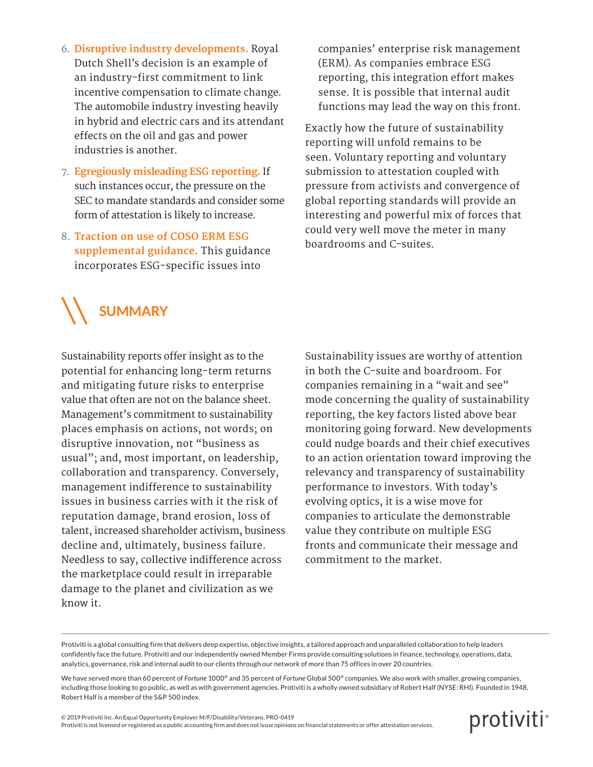6. **Disruptive industry developments.** Royal Dutch Shell's decision is an example of an industry-first commitment to link incentive compensation to climate change. The automobile industry investing heavily in hybrid and electric cars and its attendant effects on the oil and gas and power industries is another.
7. **Egregiously misleading ESG reporting.** If such instances occur, the pressure on the SEC to mandate standards and consider some form of attestation is likely to increase.
8. **Traction on use of COSO ERM ESG supplemental guidance.** This guidance incorporates ESG-specific issues into companies' enterprise risk management (ERM). As companies embrace ESG reporting, this integration effort makes sense. It is possible that internal audit functions may lead the way on this front.

Exactly how the future of sustainability reporting will unfold remains to be seen. Voluntary reporting and voluntary submission to attestation coupled with pressure from activists and convergence of global reporting standards will provide an interesting and powerful mix of forces that could very well move the meter in many boardrooms and C-suites.

## SUMMARY

Sustainability reports offer insight as to the potential for enhancing long-term returns and mitigating future risks to enterprise value that often are not on the balance sheet. Management's commitment to sustainability places emphasis on actions, not words; on disruptive innovation, not "business as usual"; and, most important, on leadership, collaboration and transparency. Conversely, management indifference to sustainability issues in business carries with it the risk of reputation damage, brand erosion, loss of talent, increased shareholder activism, business decline and, ultimately, business failure. Needless to say, collective indifference across the marketplace could result in irreparable damage to the planet and civilization as we know it.

Sustainability issues are worthy of attention in both the C-suite and boardroom. For companies remaining in a "wait and see" mode concerning the quality of sustainability reporting, the key factors listed above bear monitoring going forward. New developments could nudge boards and their chief executives to an action orientation toward improving the relevancy and transparency of sustainability performance to investors. With today's evolving optics, it is a wise move for companies to articulate the demonstrable value they contribute on multiple ESG fronts and communicate their message and commitment to the market.

---

Protiviti is a global consulting firm that delivers deep expertise, objective insights, a tailored approach and unparalleled collaboration to help leaders confidently face the future. Protiviti and our independently owned Member Firms provide consulting solutions in finance, technology, operations, data, analytics, governance, risk and internal audit to our clients through our network of more than 75 offices in over 20 countries.

We have served more than 60 percent of *Fortune* 1000® and 35 percent of *Fortune* Global 500® companies. We also work with smaller, growing companies, including those looking to go public, as well as with government agencies. Protiviti is a wholly owned subsidiary of Robert Half (NYSE: RHI). Founded in 1948, Robert Half is a member of the S&P 500 index.

© 2019 Protiviti Inc. An Equal Opportunity Employer M/F/Disability/Veterans. PRO-0419
Protiviti is not licensed or registered as a public accounting firm and does not issue opinions on financial statements or offer attestation services.

protiviti®